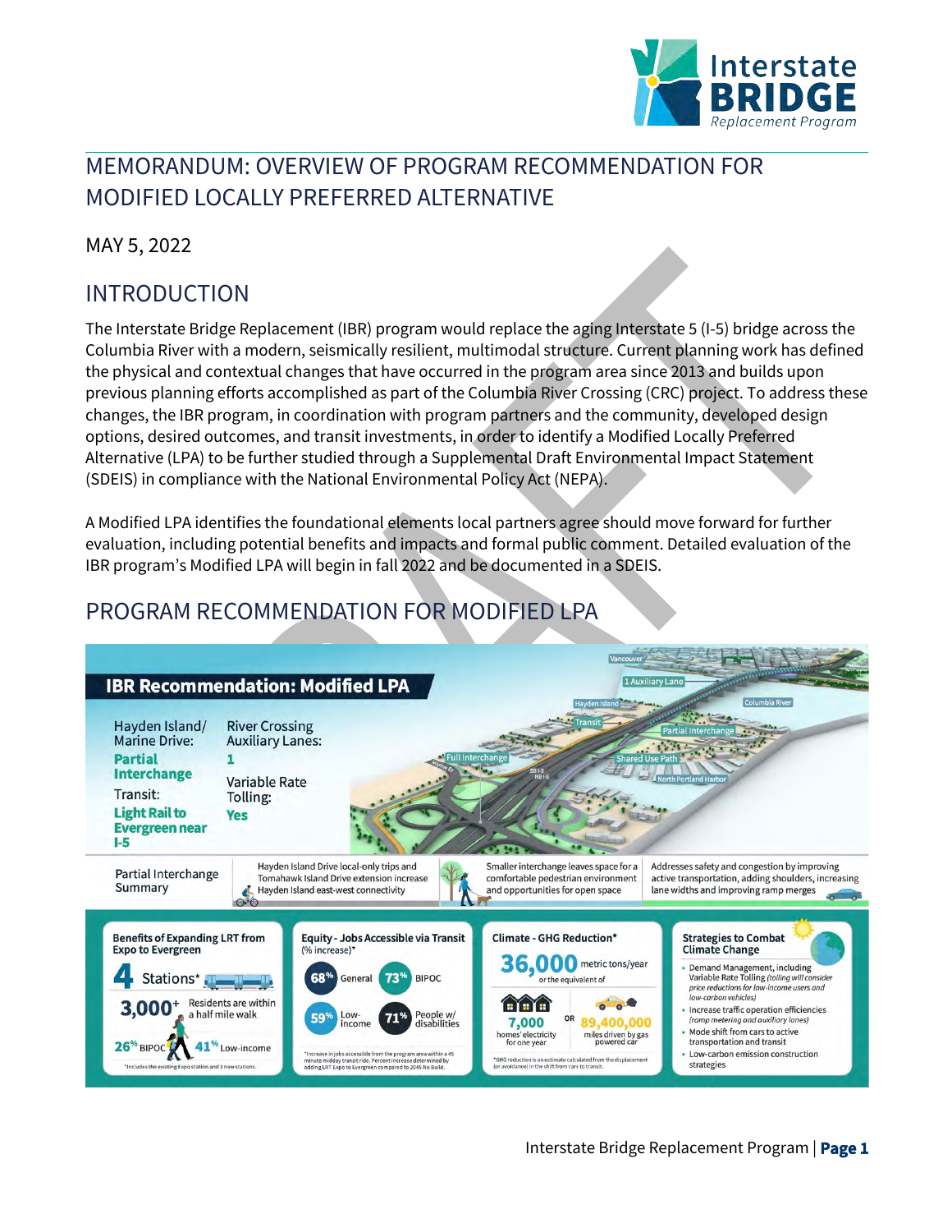# MEMORANDUM: OVERVIEW OF PROGRAM RECOMMENDATION FOR MODIFIED LOCALLY PREFERRED ALTERNATIVE

MAY 5, 2022

## INTRODUCTION

The Interstate Bridge Replacement (IBR) program would replace the aging Interstate 5 (I-5) bridge across the Columbia River with a modern, seismically resilient, multimodal structure. Current planning work has defined the physical and contextual changes that have occurred in the program area since 2013 and builds upon previous planning efforts accomplished as part of the Columbia River Crossing (CRC) project. To address these changes, the IBR program, in coordination with program partners and the community, developed design options, desired outcomes, and transit investments, in order to identify a Modified Locally Preferred Alternative (LPA) to be further studied through a Supplemental Draft Environmental Impact Statement (SDEIS) in compliance with the National Environmental Policy Act (NEPA).

A Modified LPA identifies the foundational elements local partners agree should move forward for further evaluation, including potential benefits and impacts and formal public comment. Detailed evaluation of the IBR program's Modified LPA will begin in fall 2022 and be documented in a SDEIS.

## PROGRAM RECOMMENDATION FOR MODIFIED LPA

**IBR Recommendation: Modified LPA**

Hayden Island/ Marine Drive: **Partial Interchange**

Transit: **Light Rail to Evergreen near I-5**

River Crossing Auxiliary Lanes: **1**

Variable Rate Tolling: **Yes**

Vancouver · 1 Auxiliary Lane · Hayden Island · Columbia River · Transit · Partial Interchange · Full Interchange · Shared Use Path · North Portland Harbor · Marine Dr · SB I-5 · NB I-5

**Partial Interchange Summary**

- Hayden Island Drive local-only trips and Tomahawk Island Drive extension increase Hayden Island east-west connectivity
- Smaller interchange leaves space for a comfortable pedestrian environment and opportunities for open space
- Addresses safety and congestion by improving active transportation, adding shoulders, increasing lane widths and improving ramp merges

**Benefits of Expanding LRT from Expo to Evergreen**

4 Stations*

3,000+ Residents are within a half mile walk

26% BIPOC · 41% Low-income

*Includes the existing Expo station and 3 new stations.

**Equity - Jobs Accessible via Transit** (% increase)*

68% General · 73% BIPOC · 59% Low-income · 71% People w/ disabilities

*Increase in jobs accessible from the program area within a 45 minute midday transit ride. Percent increase determined by adding LRT Expo to Evergreen compared to 2045 No Build.

**Climate - GHG Reduction***

36,000 metric tons/year or the equivalent of

7,000 homes' electricity for one year OR 89,400,000 miles driven by gas powered car

*GHG reduction is an estimate calculated from the displacement (or avoidance) in the shift from cars to transit.

**Strategies to Combat Climate Change**

- Demand Management, including Variable Rate Tolling *(tolling will consider price reductions for low-income users and low-carbon vehicles)*
- Increase traffic operation efficiencies *(ramp metering and auxiliary lanes)*
- Mode shift from cars to active transportation and transit
- Low-carbon emission construction strategies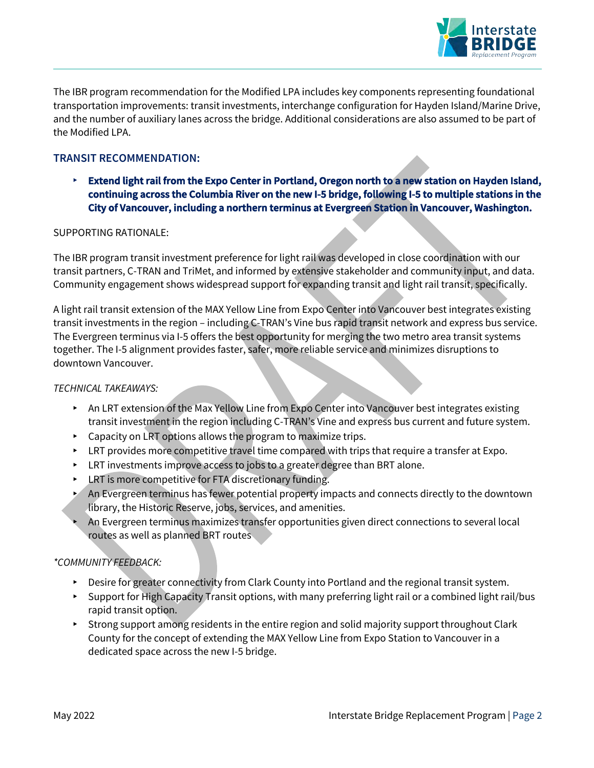The IBR program recommendation for the Modified LPA includes key components representing foundational transportation improvements: transit investments, interchange configuration for Hayden Island/Marine Drive, and the number of auxiliary lanes across the bridge. Additional considerations are also assumed to be part of the Modified LPA.

## TRANSIT RECOMMENDATION:

- **Extend light rail from the Expo Center in Portland, Oregon north to a new station on Hayden Island, continuing across the Columbia River on the new I-5 bridge, following I-5 to multiple stations in the City of Vancouver, including a northern terminus at Evergreen Station in Vancouver, Washington.**

SUPPORTING RATIONALE:

The IBR program transit investment preference for light rail was developed in close coordination with our transit partners, C-TRAN and TriMet, and informed by extensive stakeholder and community input, and data. Community engagement shows widespread support for expanding transit and light rail transit, specifically.

A light rail transit extension of the MAX Yellow Line from Expo Center into Vancouver best integrates existing transit investments in the region – including C-TRAN's Vine bus rapid transit network and express bus service. The Evergreen terminus via I-5 offers the best opportunity for merging the two metro area transit systems together. The I-5 alignment provides faster, safer, more reliable service and minimizes disruptions to downtown Vancouver.

*TECHNICAL TAKEAWAYS:*

- An LRT extension of the Max Yellow Line from Expo Center into Vancouver best integrates existing transit investment in the region including C-TRAN's Vine and express bus current and future system.
- Capacity on LRT options allows the program to maximize trips.
- LRT provides more competitive travel time compared with trips that require a transfer at Expo.
- LRT investments improve access to jobs to a greater degree than BRT alone.
- LRT is more competitive for FTA discretionary funding.
- An Evergreen terminus has fewer potential property impacts and connects directly to the downtown library, the Historic Reserve, jobs, services, and amenities.
- An Evergreen terminus maximizes transfer opportunities given direct connections to several local routes as well as planned BRT routes

*\*COMMUNITY FEEDBACK:*

- Desire for greater connectivity from Clark County into Portland and the regional transit system.
- Support for High Capacity Transit options, with many preferring light rail or a combined light rail/bus rapid transit option.
- Strong support among residents in the entire region and solid majority support throughout Clark County for the concept of extending the MAX Yellow Line from Expo Station to Vancouver in a dedicated space across the new I-5 bridge.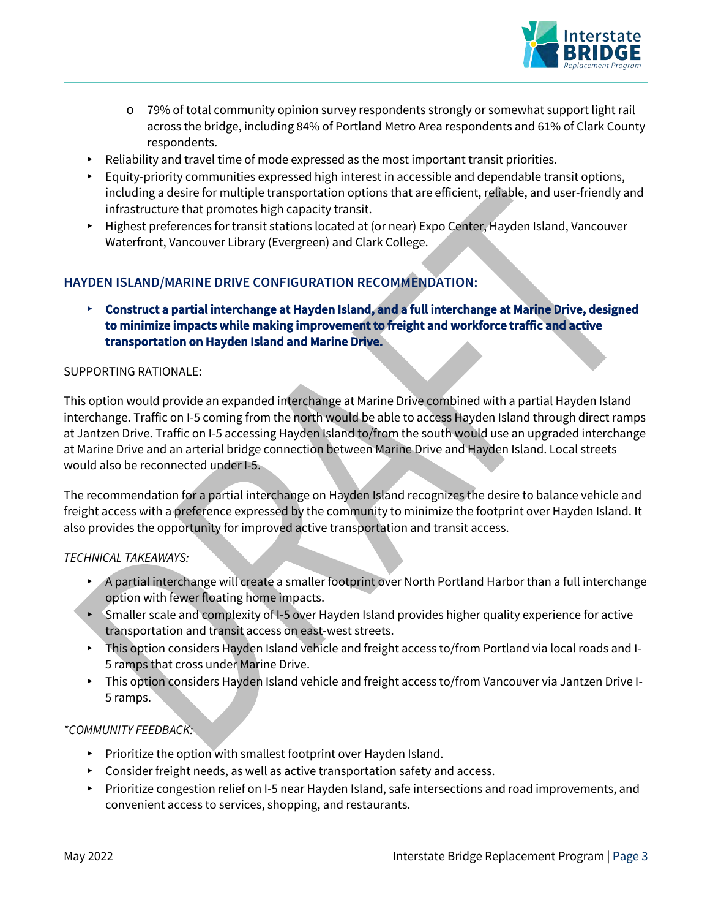- 79% of total community opinion survey respondents strongly or somewhat support light rail across the bridge, including 84% of Portland Metro Area respondents and 61% of Clark County respondents.

- Reliability and travel time of mode expressed as the most important transit priorities.
- Equity-priority communities expressed high interest in accessible and dependable transit options, including a desire for multiple transportation options that are efficient, reliable, and user-friendly and infrastructure that promotes high capacity transit.
- Highest preferences for transit stations located at (or near) Expo Center, Hayden Island, Vancouver Waterfront, Vancouver Library (Evergreen) and Clark College.

## HAYDEN ISLAND/MARINE DRIVE CONFIGURATION RECOMMENDATION:

- **Construct a partial interchange at Hayden Island, and a full interchange at Marine Drive, designed to minimize impacts while making improvement to freight and workforce traffic and active transportation on Hayden Island and Marine Drive.**

SUPPORTING RATIONALE:

This option would provide an expanded interchange at Marine Drive combined with a partial Hayden Island interchange. Traffic on I-5 coming from the north would be able to access Hayden Island through direct ramps at Jantzen Drive. Traffic on I-5 accessing Hayden Island to/from the south would use an upgraded interchange at Marine Drive and an arterial bridge connection between Marine Drive and Hayden Island. Local streets would also be reconnected under I-5.

The recommendation for a partial interchange on Hayden Island recognizes the desire to balance vehicle and freight access with a preference expressed by the community to minimize the footprint over Hayden Island. It also provides the opportunity for improved active transportation and transit access.

*TECHNICAL TAKEAWAYS:*

- A partial interchange will create a smaller footprint over North Portland Harbor than a full interchange option with fewer floating home impacts.
- Smaller scale and complexity of I-5 over Hayden Island provides higher quality experience for active transportation and transit access on east-west streets.
- This option considers Hayden Island vehicle and freight access to/from Portland via local roads and I-5 ramps that cross under Marine Drive.
- This option considers Hayden Island vehicle and freight access to/from Vancouver via Jantzen Drive I-5 ramps.

*\*COMMUNITY FEEDBACK:*

- Prioritize the option with smallest footprint over Hayden Island.
- Consider freight needs, as well as active transportation safety and access.
- Prioritize congestion relief on I-5 near Hayden Island, safe intersections and road improvements, and convenient access to services, shopping, and restaurants.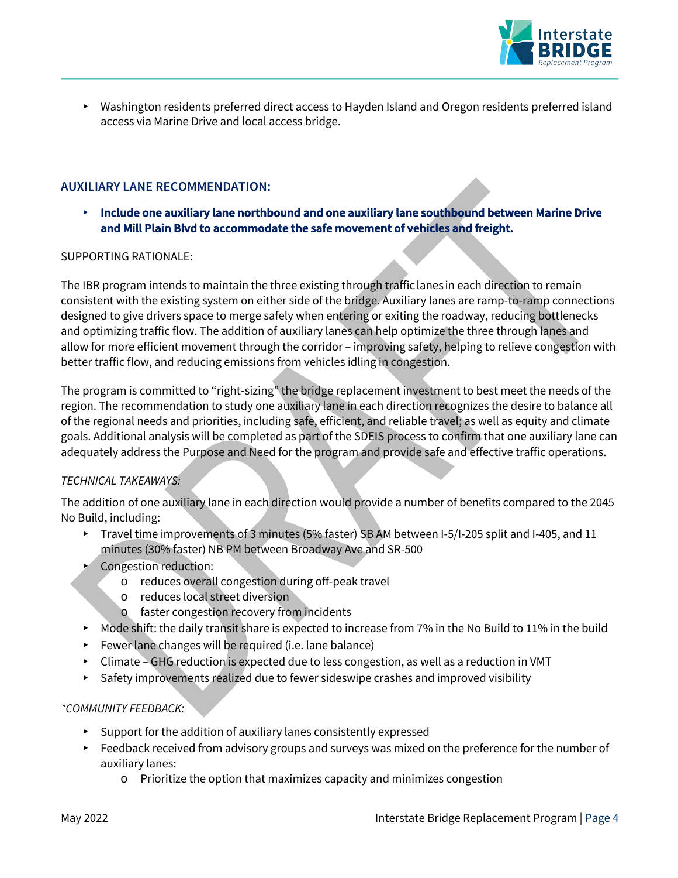- Washington residents preferred direct access to Hayden Island and Oregon residents preferred island access via Marine Drive and local access bridge.

## AUXILIARY LANE RECOMMENDATION:

- **Include one auxiliary lane northbound and one auxiliary lane southbound between Marine Drive and Mill Plain Blvd to accommodate the safe movement of vehicles and freight.**

SUPPORTING RATIONALE:

The IBR program intends to maintain the three existing through traffic lanes in each direction to remain consistent with the existing system on either side of the bridge. Auxiliary lanes are ramp-to-ramp connections designed to give drivers space to merge safely when entering or exiting the roadway, reducing bottlenecks and optimizing traffic flow. The addition of auxiliary lanes can help optimize the three through lanes and allow for more efficient movement through the corridor – improving safety, helping to relieve congestion with better traffic flow, and reducing emissions from vehicles idling in congestion.

The program is committed to "right-sizing" the bridge replacement investment to best meet the needs of the region. The recommendation to study one auxiliary lane in each direction recognizes the desire to balance all of the regional needs and priorities, including safe, efficient, and reliable travel; as well as equity and climate goals. Additional analysis will be completed as part of the SDEIS process to confirm that one auxiliary lane can adequately address the Purpose and Need for the program and provide safe and effective traffic operations.

*TECHNICAL TAKEAWAYS:*

The addition of one auxiliary lane in each direction would provide a number of benefits compared to the 2045 No Build, including:

- Travel time improvements of 3 minutes (5% faster) SB AM between I-5/I-205 split and I-405, and 11 minutes (30% faster) NB PM between Broadway Ave and SR-500
- Congestion reduction:
  - reduces overall congestion during off-peak travel
  - reduces local street diversion
  - faster congestion recovery from incidents
- Mode shift: the daily transit share is expected to increase from 7% in the No Build to 11% in the build
- Fewer lane changes will be required (i.e. lane balance)
- Climate – GHG reduction is expected due to less congestion, as well as a reduction in VMT
- Safety improvements realized due to fewer sideswipe crashes and improved visibility

*\*COMMUNITY FEEDBACK:*

- Support for the addition of auxiliary lanes consistently expressed
- Feedback received from advisory groups and surveys was mixed on the preference for the number of auxiliary lanes:
  - Prioritize the option that maximizes capacity and minimizes congestion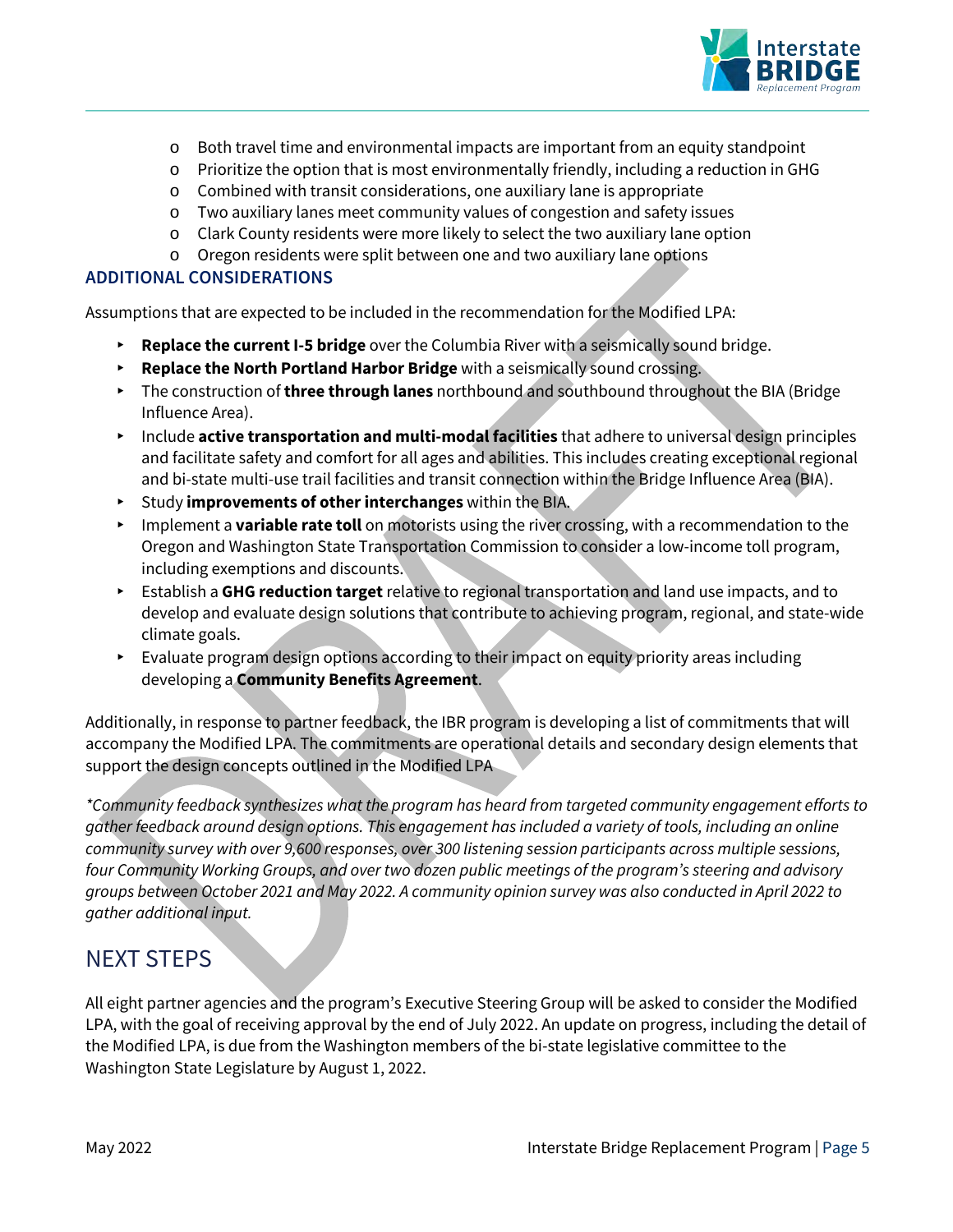- Both travel time and environmental impacts are important from an equity standpoint
- Prioritize the option that is most environmentally friendly, including a reduction in GHG
- Combined with transit considerations, one auxiliary lane is appropriate
- Two auxiliary lanes meet community values of congestion and safety issues
- Clark County residents were more likely to select the two auxiliary lane option
- Oregon residents were split between one and two auxiliary lane options

### ADDITIONAL CONSIDERATIONS

Assumptions that are expected to be included in the recommendation for the Modified LPA:

- **Replace the current I-5 bridge** over the Columbia River with a seismically sound bridge.
- **Replace the North Portland Harbor Bridge** with a seismically sound crossing.
- The construction of **three through lanes** northbound and southbound throughout the BIA (Bridge Influence Area).
- Include **active transportation and multi-modal facilities** that adhere to universal design principles and facilitate safety and comfort for all ages and abilities. This includes creating exceptional regional and bi-state multi-use trail facilities and transit connection within the Bridge Influence Area (BIA).
- Study **improvements of other interchanges** within the BIA.
- Implement a **variable rate toll** on motorists using the river crossing, with a recommendation to the Oregon and Washington State Transportation Commission to consider a low-income toll program, including exemptions and discounts.
- Establish a **GHG reduction target** relative to regional transportation and land use impacts, and to develop and evaluate design solutions that contribute to achieving program, regional, and state-wide climate goals.
- Evaluate program design options according to their impact on equity priority areas including developing a **Community Benefits Agreement**.

Additionally, in response to partner feedback, the IBR program is developing a list of commitments that will accompany the Modified LPA. The commitments are operational details and secondary design elements that support the design concepts outlined in the Modified LPA

*\*Community feedback synthesizes what the program has heard from targeted community engagement efforts to gather feedback around design options. This engagement has included a variety of tools, including an online community survey with over 9,600 responses, over 300 listening session participants across multiple sessions, four Community Working Groups, and over two dozen public meetings of the program's steering and advisory groups between October 2021 and May 2022. A community opinion survey was also conducted in April 2022 to gather additional input.*

## NEXT STEPS

All eight partner agencies and the program's Executive Steering Group will be asked to consider the Modified LPA, with the goal of receiving approval by the end of July 2022. An update on progress, including the detail of the Modified LPA, is due from the Washington members of the bi-state legislative committee to the Washington State Legislature by August 1, 2022.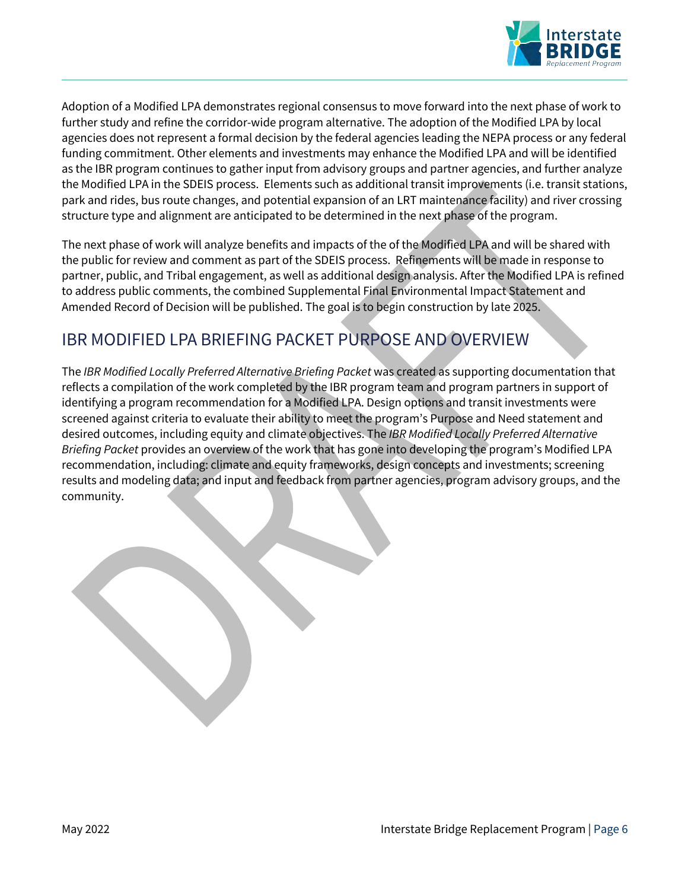Adoption of a Modified LPA demonstrates regional consensus to move forward into the next phase of work to further study and refine the corridor-wide program alternative. The adoption of the Modified LPA by local agencies does not represent a formal decision by the federal agencies leading the NEPA process or any federal funding commitment. Other elements and investments may enhance the Modified LPA and will be identified as the IBR program continues to gather input from advisory groups and partner agencies, and further analyze the Modified LPA in the SDEIS process. Elements such as additional transit improvements (i.e. transit stations, park and rides, bus route changes, and potential expansion of an LRT maintenance facility) and river crossing structure type and alignment are anticipated to be determined in the next phase of the program.

The next phase of work will analyze benefits and impacts of the of the Modified LPA and will be shared with the public for review and comment as part of the SDEIS process. Refinements will be made in response to partner, public, and Tribal engagement, as well as additional design analysis. After the Modified LPA is refined to address public comments, the combined Supplemental Final Environmental Impact Statement and Amended Record of Decision will be published. The goal is to begin construction by late 2025.

## IBR MODIFIED LPA BRIEFING PACKET PURPOSE AND OVERVIEW

The *IBR Modified Locally Preferred Alternative Briefing Packet* was created as supporting documentation that reflects a compilation of the work completed by the IBR program team and program partners in support of identifying a program recommendation for a Modified LPA. Design options and transit investments were screened against criteria to evaluate their ability to meet the program's Purpose and Need statement and desired outcomes, including equity and climate objectives. The *IBR Modified Locally Preferred Alternative Briefing Packet* provides an overview of the work that has gone into developing the program's Modified LPA recommendation, including: climate and equity frameworks, design concepts and investments; screening results and modeling data; and input and feedback from partner agencies, program advisory groups, and the community.